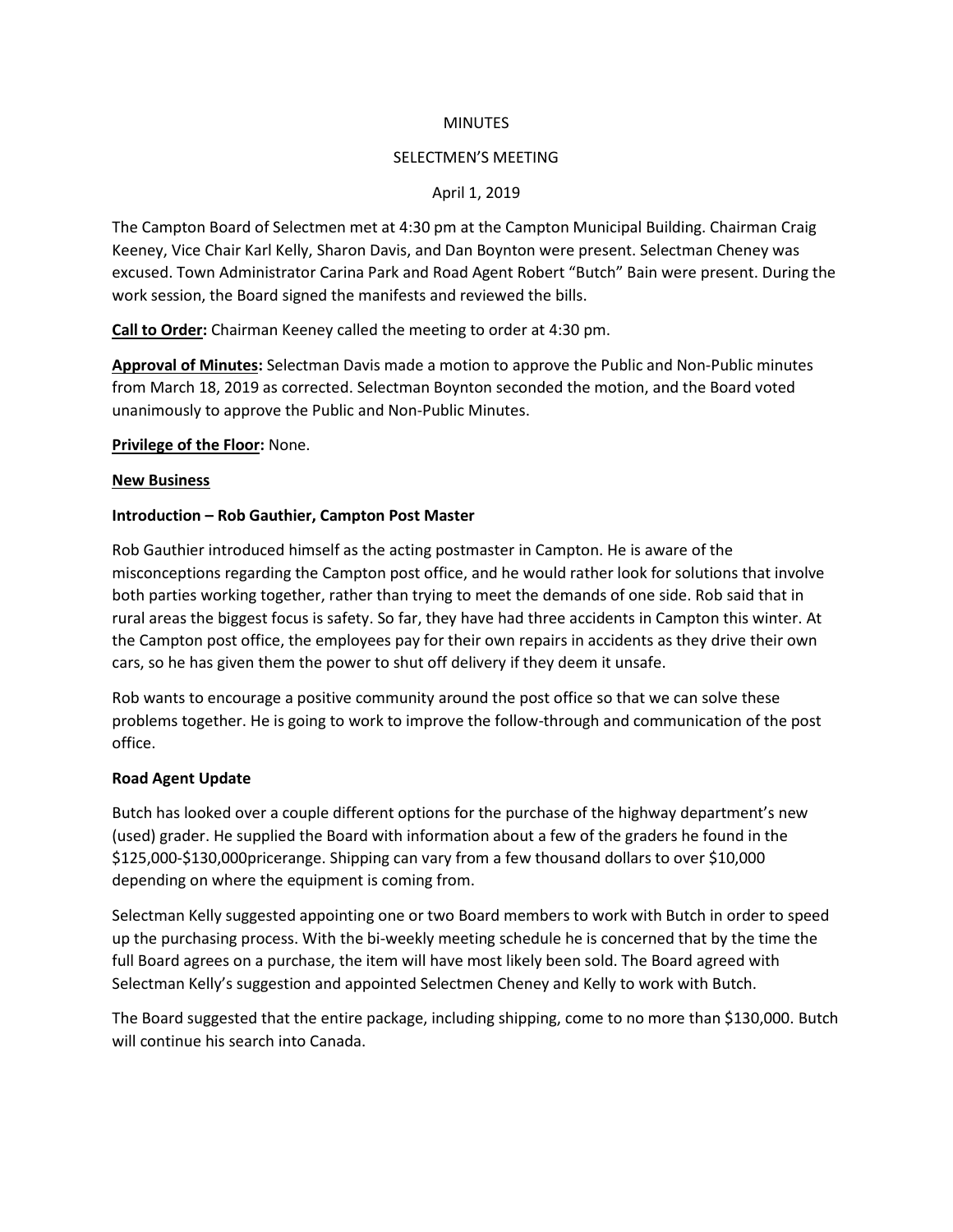MINUTES

SELECTMEN'S MEETING

April 1, 2019

The Campton Board of Selectmen met at 4:30 pm at the Campton Municipal Building. Chairman Craig Keeney, Vice Chair Karl Kelly, Sharon Davis, and Dan Boynton were present. Selectman Cheney was excused. Town Administrator Carina Park and Road Agent Robert "Butch" Bain were present. During the work session, the Board signed the manifests and reviewed the bills.

**Call to Order:** Chairman Keeney called the meeting to order at 4:30 pm.

**Approval of Minutes:** Selectman Davis made a motion to approve the Public and Non-Public minutes from March 18, 2019 as corrected. Selectman Boynton seconded the motion, and the Board voted unanimously to approve the Public and Non-Public Minutes.

**Privilege of the Floor:** None.

**New Business**

**Introduction – Rob Gauthier, Campton Post Master**

Rob Gauthier introduced himself as the acting postmaster in Campton. He is aware of the misconceptions regarding the Campton post office, and he would rather look for solutions that involve both parties working together, rather than trying to meet the demands of one side. Rob said that in rural areas the biggest focus is safety. So far, they have had three accidents in Campton this winter. At the Campton post office, the employees pay for their own repairs in accidents as they drive their own cars, so he has given them the power to shut off delivery if they deem it unsafe.

Rob wants to encourage a positive community around the post office so that we can solve these problems together. He is going to work to improve the follow-through and communication of the post office.

**Road Agent Update**

Butch has looked over a couple different options for the purchase of the highway department's new (used) grader. He supplied the Board with information about a few of the graders he found in the $125,000-$130,000pricerange. Shipping can vary from a few thousand dollars to over $10,000 depending on where the equipment is coming from.

Selectman Kelly suggested appointing one or two Board members to work with Butch in order to speed up the purchasing process. With the bi-weekly meeting schedule he is concerned that by the time the full Board agrees on a purchase, the item will have most likely been sold. The Board agreed with Selectman Kelly's suggestion and appointed Selectmen Cheney and Kelly to work with Butch.

The Board suggested that the entire package, including shipping, come to no more than $130,000. Butch will continue his search into Canada.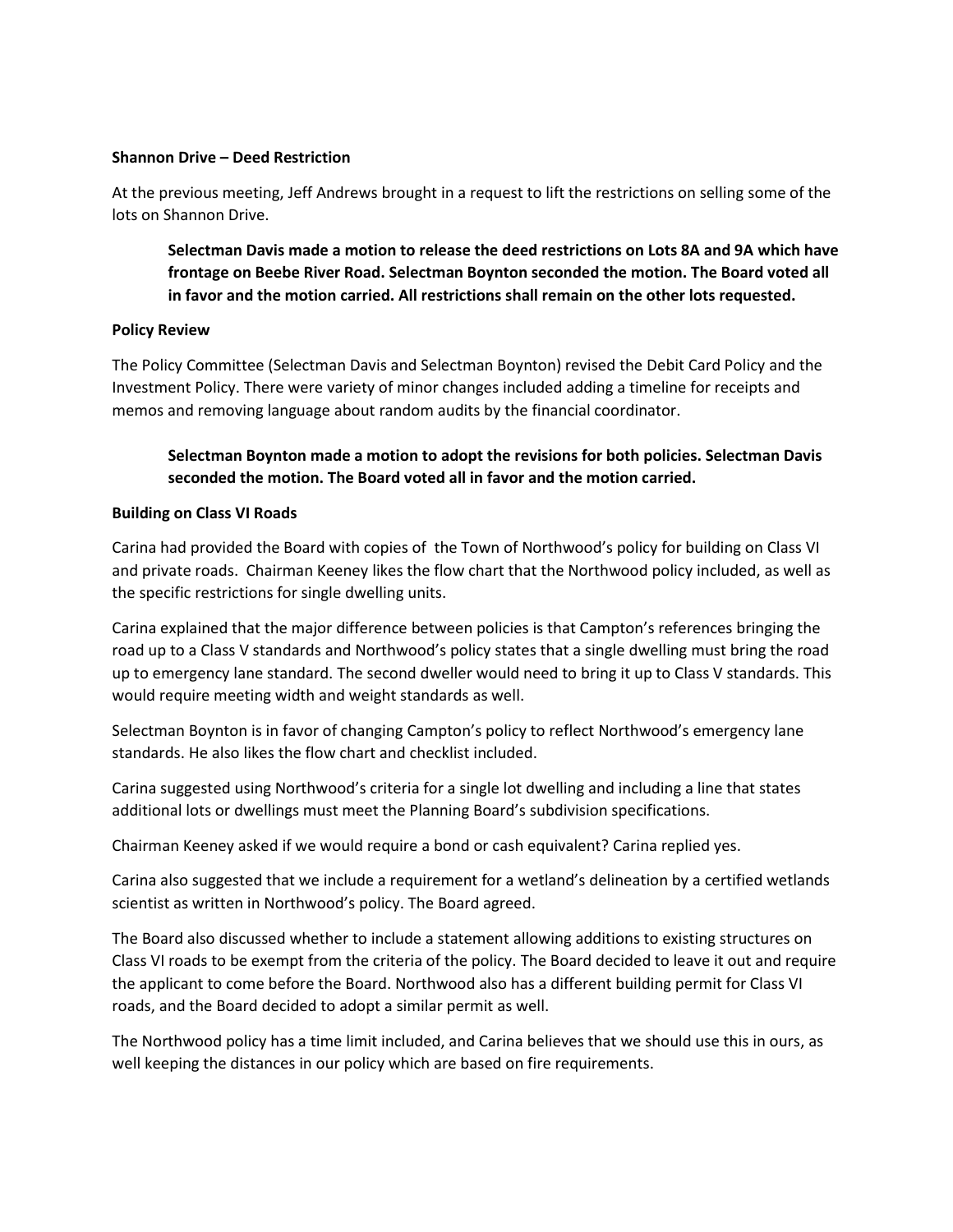**Shannon Drive – Deed Restriction**

At the previous meeting, Jeff Andrews brought in a request to lift the restrictions on selling some of the lots on Shannon Drive.

> **Selectman Davis made a motion to release the deed restrictions on Lots 8A and 9A which have frontage on Beebe River Road. Selectman Boynton seconded the motion. The Board voted all in favor and the motion carried. All restrictions shall remain on the other lots requested.**

**Policy Review**

The Policy Committee (Selectman Davis and Selectman Boynton) revised the Debit Card Policy and the Investment Policy. There were variety of minor changes included adding a timeline for receipts and memos and removing language about random audits by the financial coordinator.

> **Selectman Boynton made a motion to adopt the revisions for both policies. Selectman Davis seconded the motion. The Board voted all in favor and the motion carried.**

**Building on Class VI Roads**

Carina had provided the Board with copies of the Town of Northwood's policy for building on Class VI and private roads. Chairman Keeney likes the flow chart that the Northwood policy included, as well as the specific restrictions for single dwelling units.

Carina explained that the major difference between policies is that Campton's references bringing the road up to a Class V standards and Northwood's policy states that a single dwelling must bring the road up to emergency lane standard. The second dweller would need to bring it up to Class V standards. This would require meeting width and weight standards as well.

Selectman Boynton is in favor of changing Campton's policy to reflect Northwood's emergency lane standards. He also likes the flow chart and checklist included.

Carina suggested using Northwood's criteria for a single lot dwelling and including a line that states additional lots or dwellings must meet the Planning Board's subdivision specifications.

Chairman Keeney asked if we would require a bond or cash equivalent? Carina replied yes.

Carina also suggested that we include a requirement for a wetland's delineation by a certified wetlands scientist as written in Northwood's policy. The Board agreed.

The Board also discussed whether to include a statement allowing additions to existing structures on Class VI roads to be exempt from the criteria of the policy. The Board decided to leave it out and require the applicant to come before the Board. Northwood also has a different building permit for Class VI roads, and the Board decided to adopt a similar permit as well.

The Northwood policy has a time limit included, and Carina believes that we should use this in ours, as well keeping the distances in our policy which are based on fire requirements.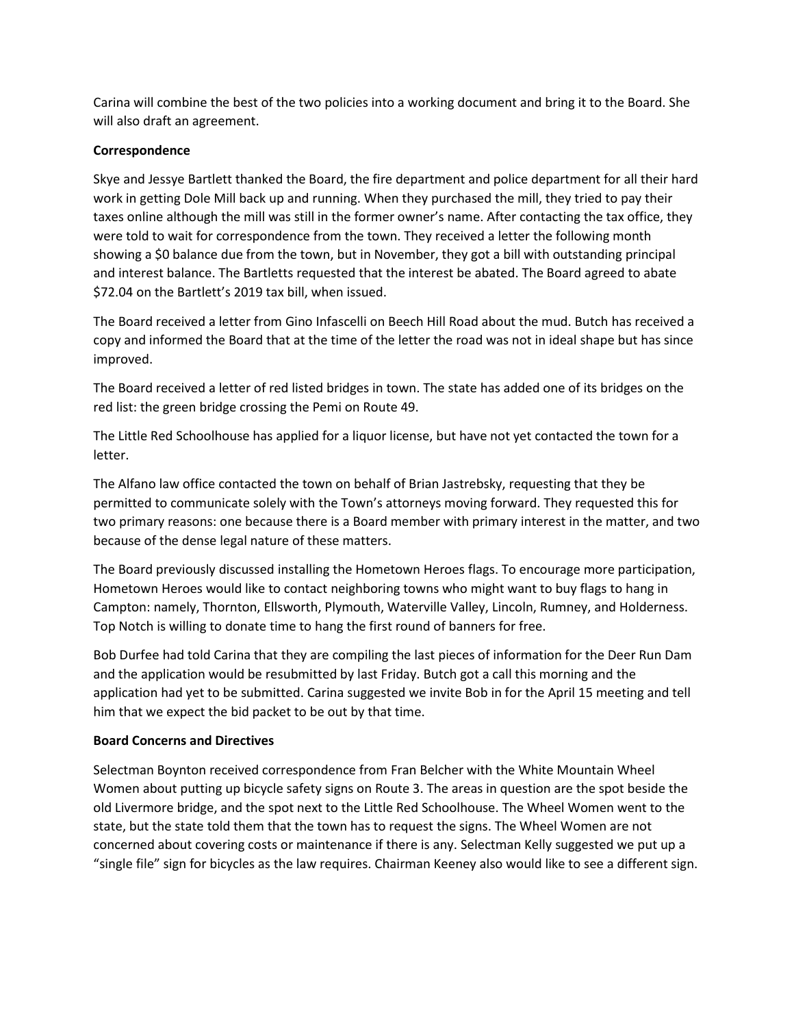Carina will combine the best of the two policies into a working document and bring it to the Board. She will also draft an agreement.

**Correspondence**

Skye and Jessye Bartlett thanked the Board, the fire department and police department for all their hard work in getting Dole Mill back up and running. When they purchased the mill, they tried to pay their taxes online although the mill was still in the former owner's name. After contacting the tax office, they were told to wait for correspondence from the town. They received a letter the following month showing a $0 balance due from the town, but in November, they got a bill with outstanding principal and interest balance. The Bartletts requested that the interest be abated. The Board agreed to abate $72.04 on the Bartlett's 2019 tax bill, when issued.

The Board received a letter from Gino Infascelli on Beech Hill Road about the mud. Butch has received a copy and informed the Board that at the time of the letter the road was not in ideal shape but has since improved.

The Board received a letter of red listed bridges in town. The state has added one of its bridges on the red list: the green bridge crossing the Pemi on Route 49.

The Little Red Schoolhouse has applied for a liquor license, but have not yet contacted the town for a letter.

The Alfano law office contacted the town on behalf of Brian Jastrebsky, requesting that they be permitted to communicate solely with the Town's attorneys moving forward. They requested this for two primary reasons: one because there is a Board member with primary interest in the matter, and two because of the dense legal nature of these matters.

The Board previously discussed installing the Hometown Heroes flags. To encourage more participation, Hometown Heroes would like to contact neighboring towns who might want to buy flags to hang in Campton: namely, Thornton, Ellsworth, Plymouth, Waterville Valley, Lincoln, Rumney, and Holderness. Top Notch is willing to donate time to hang the first round of banners for free.

Bob Durfee had told Carina that they are compiling the last pieces of information for the Deer Run Dam and the application would be resubmitted by last Friday. Butch got a call this morning and the application had yet to be submitted. Carina suggested we invite Bob in for the April 15 meeting and tell him that we expect the bid packet to be out by that time.

**Board Concerns and Directives**

Selectman Boynton received correspondence from Fran Belcher with the White Mountain Wheel Women about putting up bicycle safety signs on Route 3. The areas in question are the spot beside the old Livermore bridge, and the spot next to the Little Red Schoolhouse. The Wheel Women went to the state, but the state told them that the town has to request the signs. The Wheel Women are not concerned about covering costs or maintenance if there is any. Selectman Kelly suggested we put up a "single file" sign for bicycles as the law requires. Chairman Keeney also would like to see a different sign.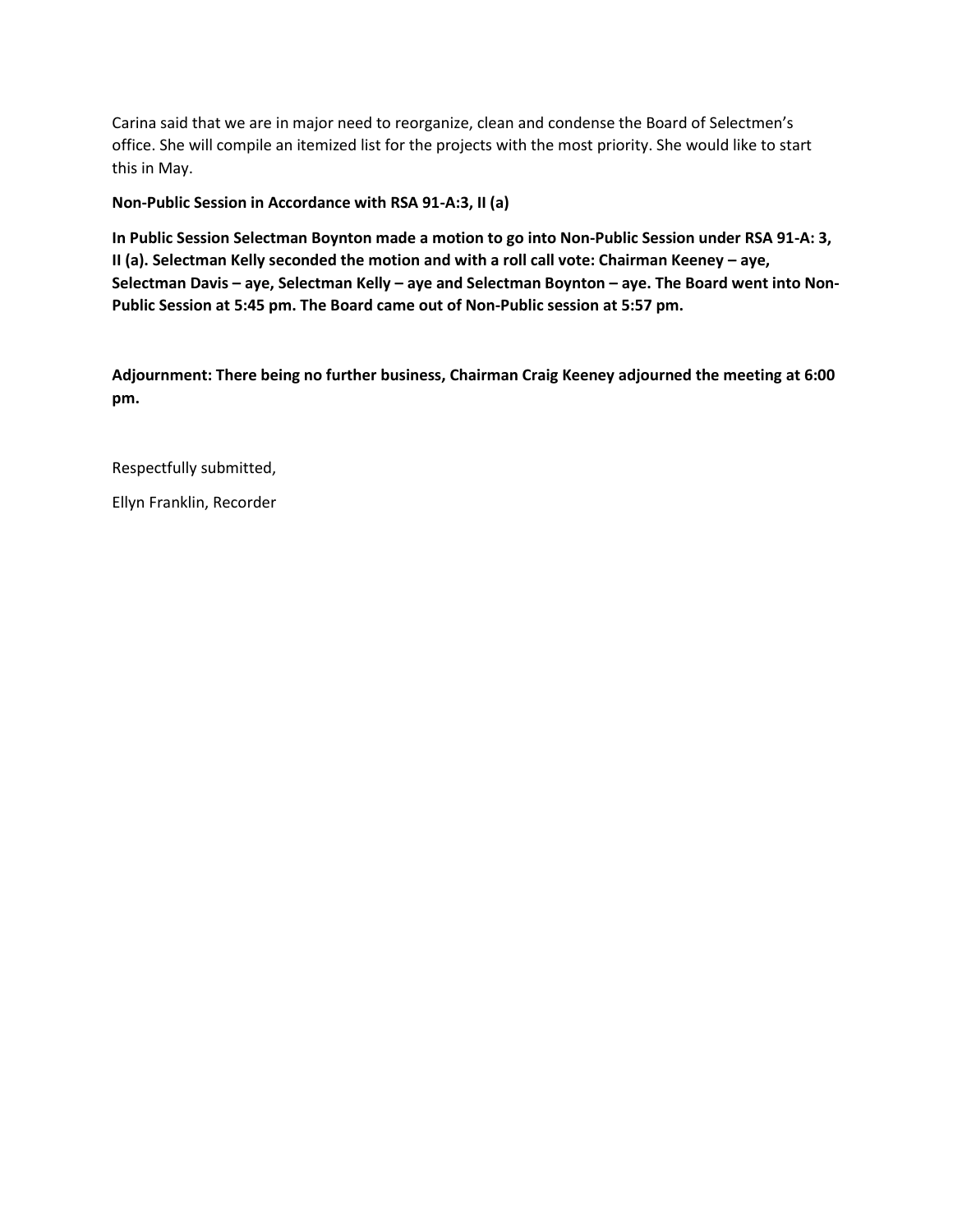Carina said that we are in major need to reorganize, clean and condense the Board of Selectmen's office. She will compile an itemized list for the projects with the most priority. She would like to start this in May.

**Non-Public Session in Accordance with RSA 91-A:3, II (a)**

**In Public Session Selectman Boynton made a motion to go into Non-Public Session under RSA 91-A: 3, II (a). Selectman Kelly seconded the motion and with a roll call vote: Chairman Keeney – aye, Selectman Davis – aye, Selectman Kelly – aye and Selectman Boynton – aye. The Board went into Non-Public Session at 5:45 pm. The Board came out of Non-Public session at 5:57 pm.**

**Adjournment: There being no further business, Chairman Craig Keeney adjourned the meeting at 6:00 pm.**

Respectfully submitted,

Ellyn Franklin, Recorder